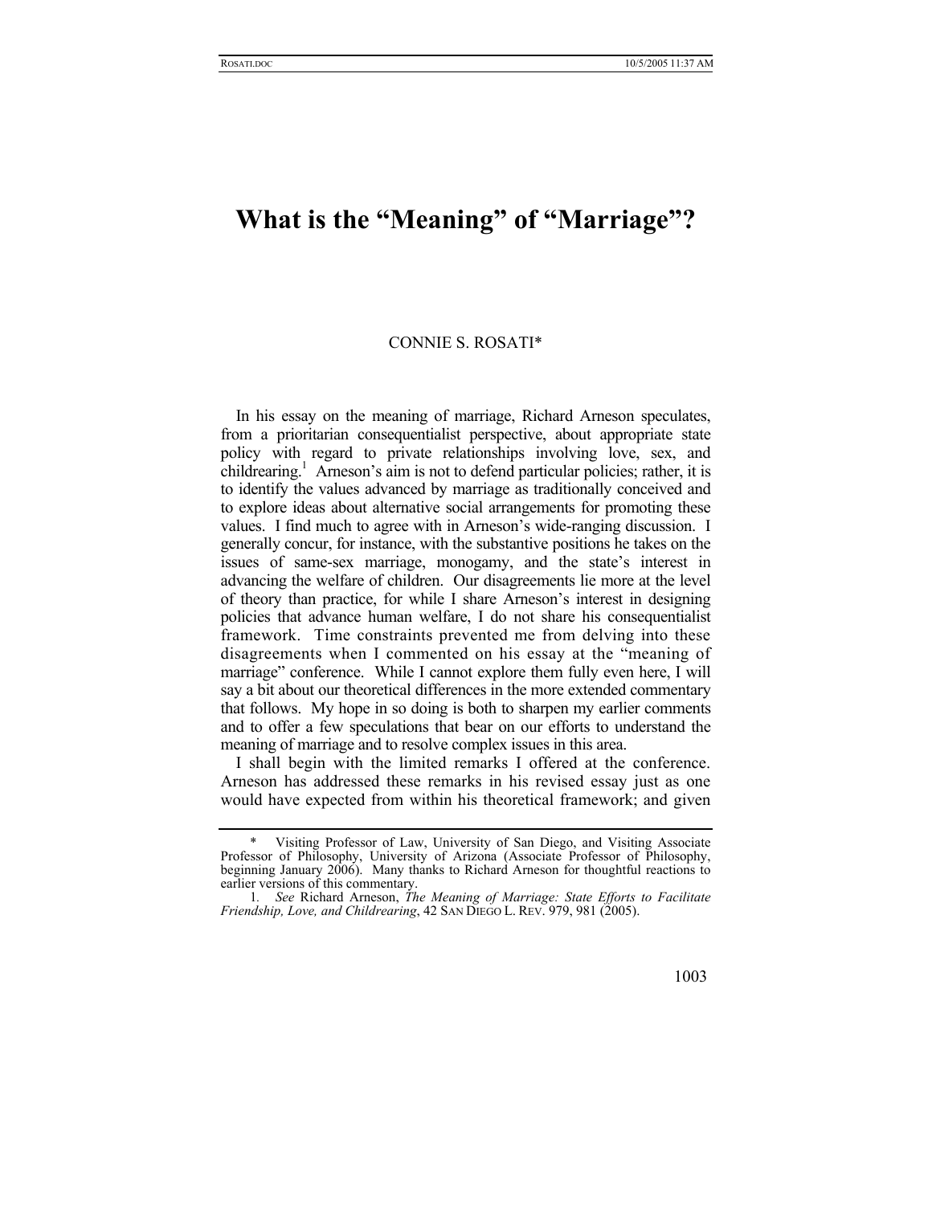# What is the "Meaning" of "Marriage"?

CONNIE S. ROSATI*

In his essay on the meaning of marriage, Richard Arneson speculates, from a prioritarian consequentialist perspective, about appropriate state policy with regard to private relationships involving love, sex, and childrearing.[1] Arneson's aim is not to defend particular policies; rather, it is to identify the values advanced by marriage as traditionally conceived and to explore ideas about alternative social arrangements for promoting these values. I find much to agree with in Arneson's wide-ranging discussion. I generally concur, for instance, with the substantive positions he takes on the issues of same-sex marriage, monogamy, and the state's interest in advancing the welfare of children. Our disagreements lie more at the level of theory than practice, for while I share Arneson's interest in designing policies that advance human welfare, I do not share his consequentialist framework. Time constraints prevented me from delving into these disagreements when I commented on his essay at the "meaning of marriage" conference. While I cannot explore them fully even here, I will say a bit about our theoretical differences in the more extended commentary that follows. My hope in so doing is both to sharpen my earlier comments and to offer a few speculations that bear on our efforts to understand the meaning of marriage and to resolve complex issues in this area.

I shall begin with the limited remarks I offered at the conference. Arneson has addressed these remarks in his revised essay just as one would have expected from within his theoretical framework; and given

---

\* Visiting Professor of Law, University of San Diego, and Visiting Associate Professor of Philosophy, University of Arizona (Associate Professor of Philosophy, beginning January 2006). Many thanks to Richard Arneson for thoughtful reactions to earlier versions of this commentary.

1. *See* Richard Arneson, *The Meaning of Marriage: State Efforts to Facilitate Friendship, Love, and Childrearing*, 42 SAN DIEGO L. REV. 979, 981 (2005).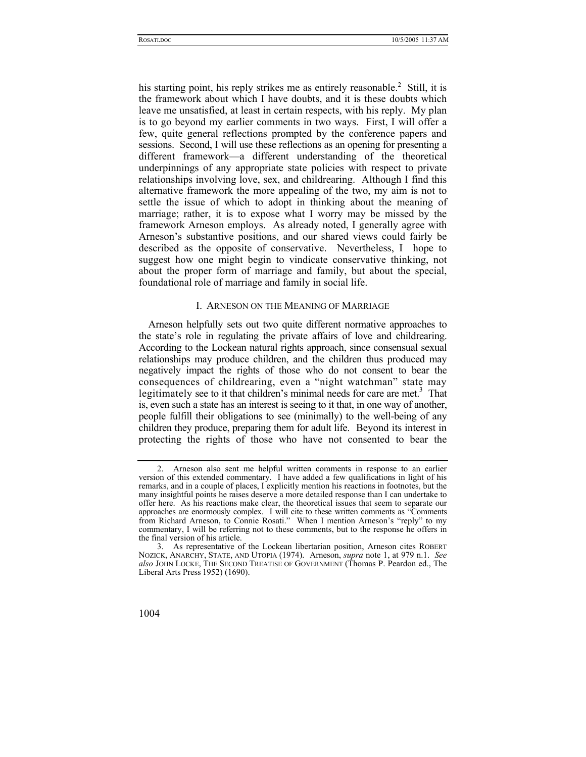his starting point, his reply strikes me as entirely reasonable.[2] Still, it is the framework about which I have doubts, and it is these doubts which leave me unsatisfied, at least in certain respects, with his reply. My plan is to go beyond my earlier comments in two ways. First, I will offer a few, quite general reflections prompted by the conference papers and sessions. Second, I will use these reflections as an opening for presenting a different framework—a different understanding of the theoretical underpinnings of any appropriate state policies with respect to private relationships involving love, sex, and childrearing. Although I find this alternative framework the more appealing of the two, my aim is not to settle the issue of which to adopt in thinking about the meaning of marriage; rather, it is to expose what I worry may be missed by the framework Arneson employs. As already noted, I generally agree with Arneson's substantive positions, and our shared views could fairly be described as the opposite of conservative. Nevertheless, I hope to suggest how one might begin to vindicate conservative thinking, not about the proper form of marriage and family, but about the special, foundational role of marriage and family in social life.

## I. ARNESON ON THE MEANING OF MARRIAGE

Arneson helpfully sets out two quite different normative approaches to the state's role in regulating the private affairs of love and childrearing. According to the Lockean natural rights approach, since consensual sexual relationships may produce children, and the children thus produced may negatively impact the rights of those who do not consent to bear the consequences of childrearing, even a "night watchman" state may legitimately see to it that children's minimal needs for care are met.[3] That is, even such a state has an interest is seeing to it that, in one way of another, people fulfill their obligations to see (minimally) to the well-being of any children they produce, preparing them for adult life. Beyond its interest in protecting the rights of those who have not consented to bear the

---

2. Arneson also sent me helpful written comments in response to an earlier version of this extended commentary. I have added a few qualifications in light of his remarks, and in a couple of places, I explicitly mention his reactions in footnotes, but the many insightful points he raises deserve a more detailed response than I can undertake to offer here. As his reactions make clear, the theoretical issues that seem to separate our approaches are enormously complex. I will cite to these written comments as "Comments from Richard Arneson, to Connie Rosati." When I mention Arneson's "reply" to my commentary, I will be referring not to these comments, but to the response he offers in the final version of his article.

3. As representative of the Lockean libertarian position, Arneson cites ROBERT NOZICK, ANARCHY, STATE, AND UTOPIA (1974). Arneson, *supra* note 1, at 979 n.1. *See also* JOHN LOCKE, THE SECOND TREATISE OF GOVERNMENT (Thomas P. Peardon ed., The Liberal Arts Press 1952) (1690).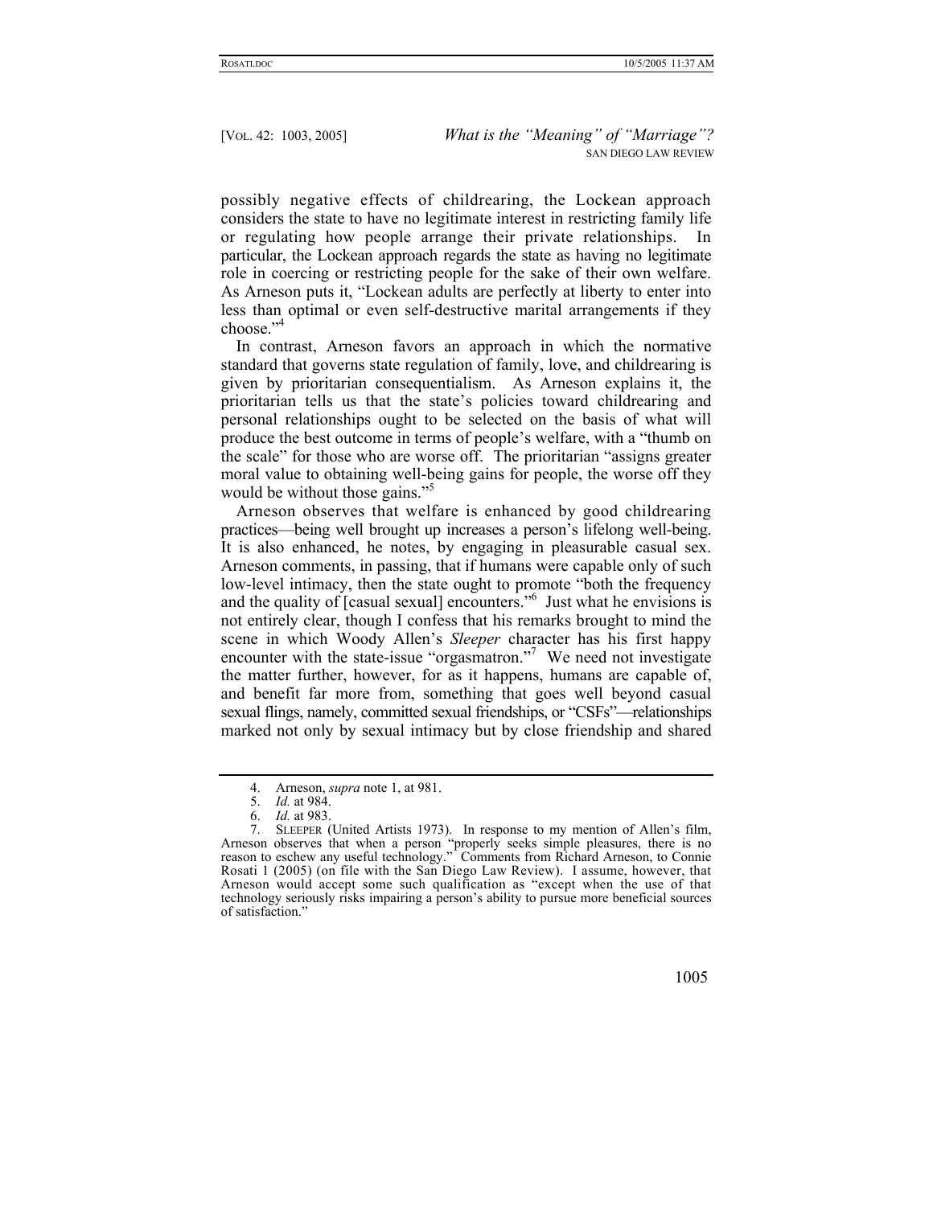possibly negative effects of childrearing, the Lockean approach considers the state to have no legitimate interest in restricting family life or regulating how people arrange their private relationships. In particular, the Lockean approach regards the state as having no legitimate role in coercing or restricting people for the sake of their own welfare. As Arneson puts it, "Lockean adults are perfectly at liberty to enter into less than optimal or even self-destructive marital arrangements if they choose."[4]

In contrast, Arneson favors an approach in which the normative standard that governs state regulation of family, love, and childrearing is given by prioritarian consequentialism. As Arneson explains it, the prioritarian tells us that the state's policies toward childrearing and personal relationships ought to be selected on the basis of what will produce the best outcome in terms of people's welfare, with a "thumb on the scale" for those who are worse off. The prioritarian "assigns greater moral value to obtaining well-being gains for people, the worse off they would be without those gains."[5]

Arneson observes that welfare is enhanced by good childrearing practices—being well brought up increases a person's lifelong well-being. It is also enhanced, he notes, by engaging in pleasurable casual sex. Arneson comments, in passing, that if humans were capable only of such low-level intimacy, then the state ought to promote "both the frequency and the quality of [casual sexual] encounters."[6] Just what he envisions is not entirely clear, though I confess that his remarks brought to mind the scene in which Woody Allen's *Sleeper* character has his first happy encounter with the state-issue "orgasmatron."[7] We need not investigate the matter further, however, for as it happens, humans are capable of, and benefit far more from, something that goes well beyond casual sexual flings, namely, committed sexual friendships, or "CSFs"—relationships marked not only by sexual intimacy but by close friendship and shared

---

4. Arneson, *supra* note 1, at 981.

5. *Id.* at 984.

6. *Id.* at 983.

7. SLEEPER (United Artists 1973). In response to my mention of Allen's film, Arneson observes that when a person "properly seeks simple pleasures, there is no reason to eschew any useful technology." Comments from Richard Arneson, to Connie Rosati 1 (2005) (on file with the San Diego Law Review). I assume, however, that Arneson would accept some such qualification as "except when the use of that technology seriously risks impairing a person's ability to pursue more beneficial sources of satisfaction."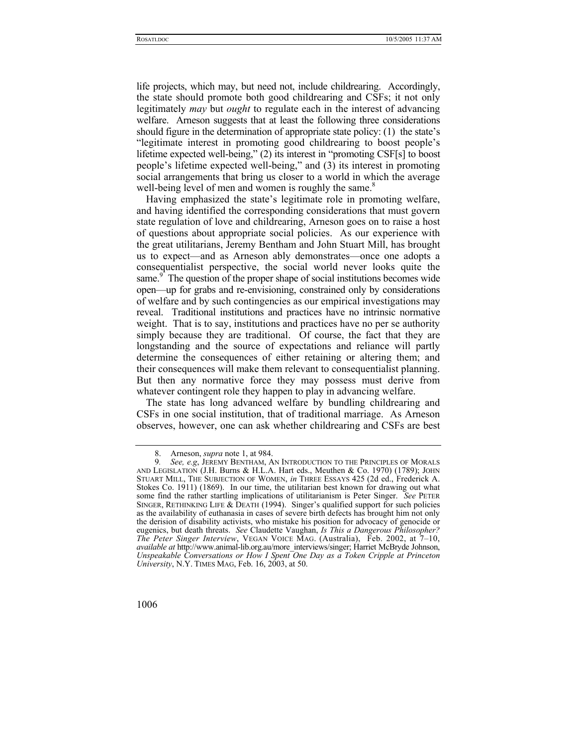life projects, which may, but need not, include childrearing. Accordingly, the state should promote both good childrearing and CSFs; it not only legitimately *may* but *ought* to regulate each in the interest of advancing welfare. Arneson suggests that at least the following three considerations should figure in the determination of appropriate state policy: (1) the state's "legitimate interest in promoting good childrearing to boost people's lifetime expected well-being," (2) its interest in "promoting CSF[s] to boost people's lifetime expected well-being," and (3) its interest in promoting social arrangements that bring us closer to a world in which the average well-being level of men and women is roughly the same.[8]

Having emphasized the state's legitimate role in promoting welfare, and having identified the corresponding considerations that must govern state regulation of love and childrearing, Arneson goes on to raise a host of questions about appropriate social policies. As our experience with the great utilitarians, Jeremy Bentham and John Stuart Mill, has brought us to expect—and as Arneson ably demonstrates—once one adopts a consequentialist perspective, the social world never looks quite the same.[9] The question of the proper shape of social institutions becomes wide open—up for grabs and re-envisioning, constrained only by considerations of welfare and by such contingencies as our empirical investigations may reveal. Traditional institutions and practices have no intrinsic normative weight. That is to say, institutions and practices have no per se authority simply because they are traditional. Of course, the fact that they are longstanding and the source of expectations and reliance will partly determine the consequences of either retaining or altering them; and their consequences will make them relevant to consequentialist planning. But then any normative force they may possess must derive from whatever contingent role they happen to play in advancing welfare.

The state has long advanced welfare by bundling childrearing and CSFs in one social institution, that of traditional marriage. As Arneson observes, however, one can ask whether childrearing and CSFs are best

---

8. Arneson, *supra* note 1, at 984.

9. *See, e.g*, JEREMY BENTHAM, AN INTRODUCTION TO THE PRINCIPLES OF MORALS AND LEGISLATION (J.H. Burns & H.L.A. Hart eds., Meuthen & Co. 1970) (1789); JOHN STUART MILL, THE SUBJECTION OF WOMEN, *in* THREE ESSAYS 425 (2d ed., Frederick A. Stokes Co. 1911) (1869). In our time, the utilitarian best known for drawing out what some find the rather startling implications of utilitarianism is Peter Singer. *See* PETER SINGER, RETHINKING LIFE & DEATH (1994). Singer's qualified support for such policies as the availability of euthanasia in cases of severe birth defects has brought him not only the derision of disability activists, who mistake his position for advocacy of genocide or eugenics, but death threats. *See* Claudette Vaughan, *Is This a Dangerous Philosopher? The Peter Singer Interview*, VEGAN VOICE MAG. (Australia), Feb. 2002, at 7–10, *available at* http://www.animal-lib.org.au/more_interviews/singer; Harriet McBryde Johnson, *Unspeakable Conversations or How I Spent One Day as a Token Cripple at Princeton University*, N.Y. TIMES MAG, Feb. 16, 2003, at 50.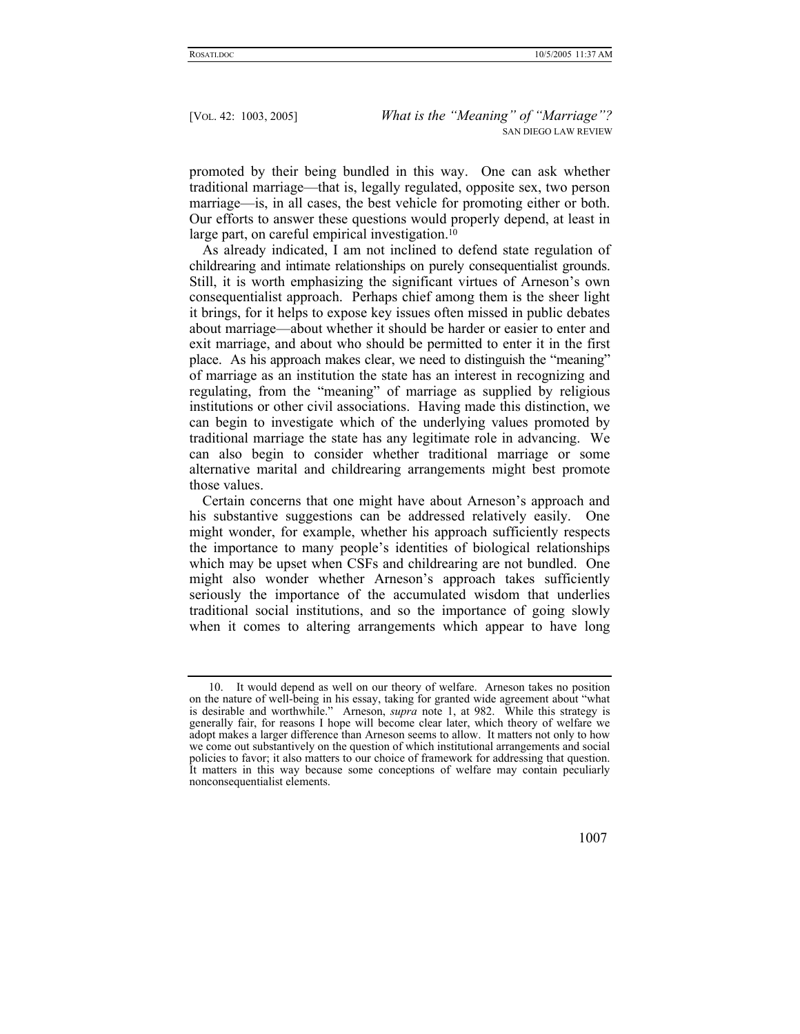promoted by their being bundled in this way. One can ask whether traditional marriage—that is, legally regulated, opposite sex, two person marriage—is, in all cases, the best vehicle for promoting either or both. Our efforts to answer these questions would properly depend, at least in large part, on careful empirical investigation.[10]

As already indicated, I am not inclined to defend state regulation of childrearing and intimate relationships on purely consequentialist grounds. Still, it is worth emphasizing the significant virtues of Arneson's own consequentialist approach. Perhaps chief among them is the sheer light it brings, for it helps to expose key issues often missed in public debates about marriage—about whether it should be harder or easier to enter and exit marriage, and about who should be permitted to enter it in the first place. As his approach makes clear, we need to distinguish the "meaning" of marriage as an institution the state has an interest in recognizing and regulating, from the "meaning" of marriage as supplied by religious institutions or other civil associations. Having made this distinction, we can begin to investigate which of the underlying values promoted by traditional marriage the state has any legitimate role in advancing. We can also begin to consider whether traditional marriage or some alternative marital and childrearing arrangements might best promote those values.

Certain concerns that one might have about Arneson's approach and his substantive suggestions can be addressed relatively easily. One might wonder, for example, whether his approach sufficiently respects the importance to many people's identities of biological relationships which may be upset when CSFs and childrearing are not bundled. One might also wonder whether Arneson's approach takes sufficiently seriously the importance of the accumulated wisdom that underlies traditional social institutions, and so the importance of going slowly when it comes to altering arrangements which appear to have long

---

10. It would depend as well on our theory of welfare. Arneson takes no position on the nature of well-being in his essay, taking for granted wide agreement about "what is desirable and worthwhile." Arneson, *supra* note 1, at 982. While this strategy is generally fair, for reasons I hope will become clear later, which theory of welfare we adopt makes a larger difference than Arneson seems to allow. It matters not only to how we come out substantively on the question of which institutional arrangements and social policies to favor; it also matters to our choice of framework for addressing that question. It matters in this way because some conceptions of welfare may contain peculiarly nonconsequentialist elements.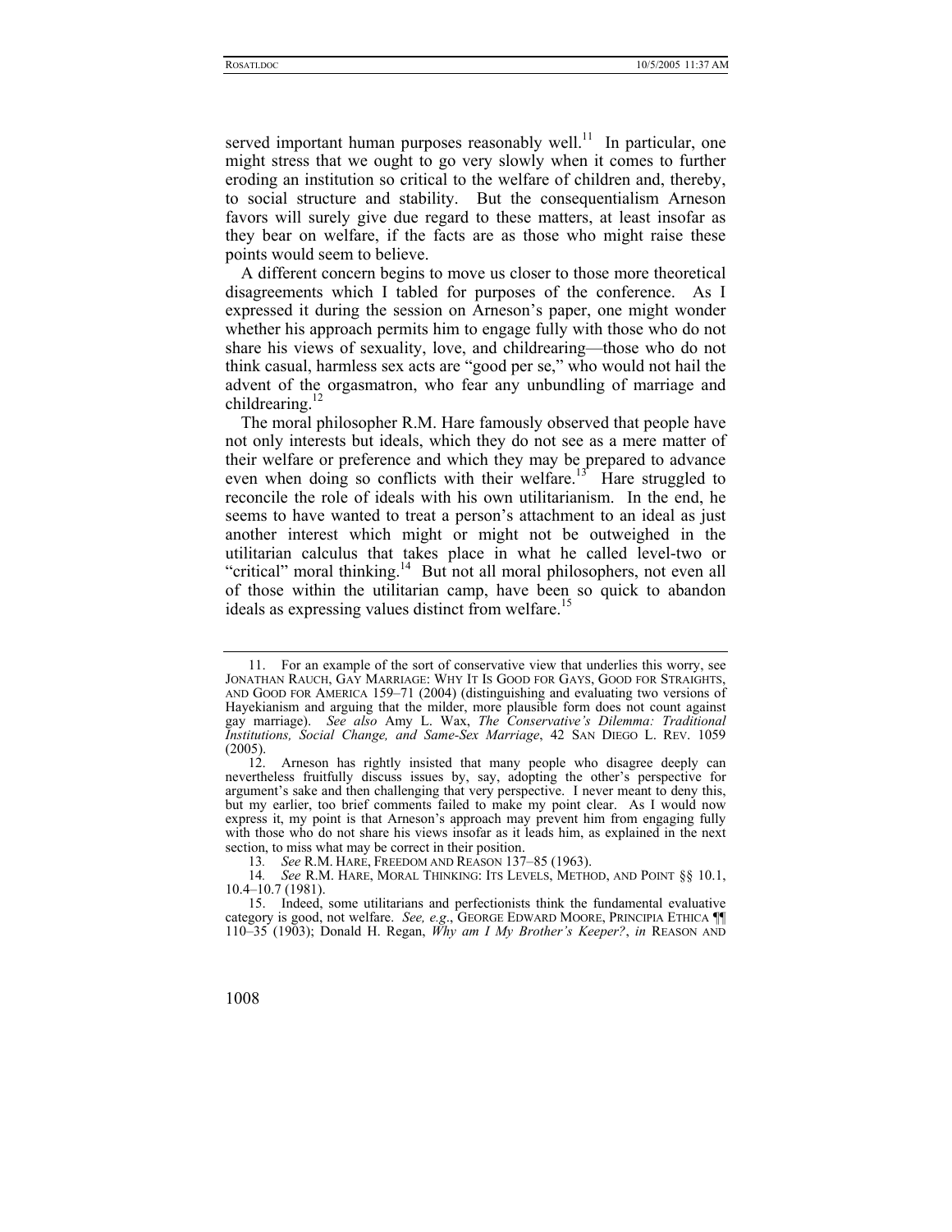served important human purposes reasonably well.[11] In particular, one might stress that we ought to go very slowly when it comes to further eroding an institution so critical to the welfare of children and, thereby, to social structure and stability. But the consequentialism Arneson favors will surely give due regard to these matters, at least insofar as they bear on welfare, if the facts are as those who might raise these points would seem to believe.

A different concern begins to move us closer to those more theoretical disagreements which I tabled for purposes of the conference. As I expressed it during the session on Arneson's paper, one might wonder whether his approach permits him to engage fully with those who do not share his views of sexuality, love, and childrearing—those who do not think casual, harmless sex acts are "good per se," who would not hail the advent of the orgasmatron, who fear any unbundling of marriage and childrearing.[12]

The moral philosopher R.M. Hare famously observed that people have not only interests but ideals, which they do not see as a mere matter of their welfare or preference and which they may be prepared to advance even when doing so conflicts with their welfare.[13] Hare struggled to reconcile the role of ideals with his own utilitarianism. In the end, he seems to have wanted to treat a person's attachment to an ideal as just another interest which might or might not be outweighed in the utilitarian calculus that takes place in what he called level-two or "critical" moral thinking.[14] But not all moral philosophers, not even all of those within the utilitarian camp, have been so quick to abandon ideals as expressing values distinct from welfare.[15]

---

11. For an example of the sort of conservative view that underlies this worry, see JONATHAN RAUCH, GAY MARRIAGE: WHY IT IS GOOD FOR GAYS, GOOD FOR STRAIGHTS, AND GOOD FOR AMERICA 159–71 (2004) (distinguishing and evaluating two versions of Hayekianism and arguing that the milder, more plausible form does not count against gay marriage). *See also* Amy L. Wax, *The Conservative's Dilemma: Traditional Institutions, Social Change, and Same-Sex Marriage*, 42 SAN DIEGO L. REV. 1059 (2005).

12. Arneson has rightly insisted that many people who disagree deeply can nevertheless fruitfully discuss issues by, say, adopting the other's perspective for argument's sake and then challenging that very perspective. I never meant to deny this, but my earlier, too brief comments failed to make my point clear. As I would now express it, my point is that Arneson's approach may prevent him from engaging fully with those who do not share his views insofar as it leads him, as explained in the next section, to miss what may be correct in their position.

13. *See* R.M. HARE, FREEDOM AND REASON 137–85 (1963).

14. *See* R.M. HARE, MORAL THINKING: ITS LEVELS, METHOD, AND POINT §§ 10.1, 10.4–10.7 (1981).

15. Indeed, some utilitarians and perfectionists think the fundamental evaluative category is good, not welfare. *See, e.g.*, GEORGE EDWARD MOORE, PRINCIPIA ETHICA ¶¶ 110–35 (1903); Donald H. Regan, *Why am I My Brother's Keeper?*, *in* REASON AND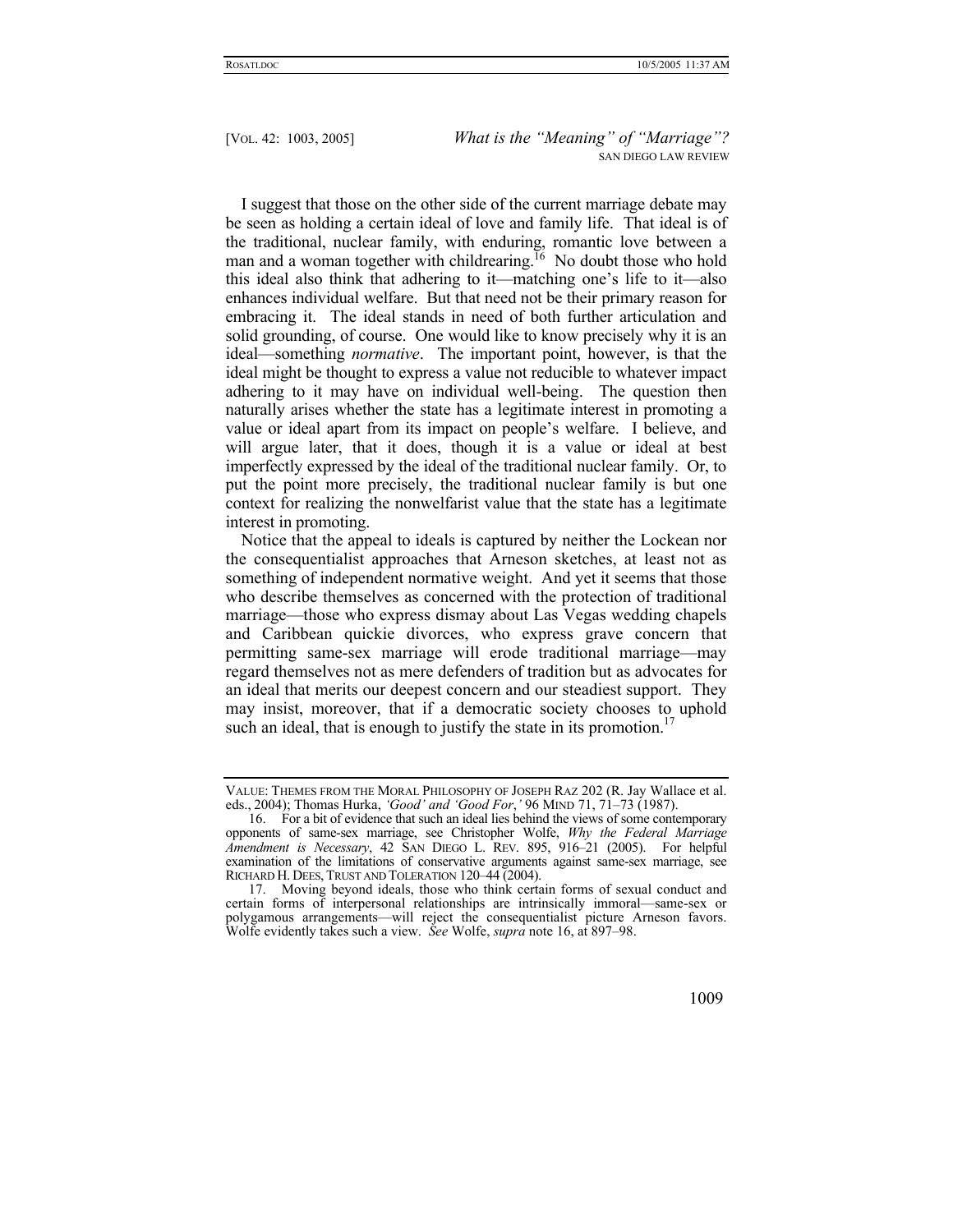I suggest that those on the other side of the current marriage debate may be seen as holding a certain ideal of love and family life. That ideal is of the traditional, nuclear family, with enduring, romantic love between a man and a woman together with childrearing.[16] No doubt those who hold this ideal also think that adhering to it—matching one's life to it—also enhances individual welfare. But that need not be their primary reason for embracing it. The ideal stands in need of both further articulation and solid grounding, of course. One would like to know precisely why it is an ideal—something *normative*. The important point, however, is that the ideal might be thought to express a value not reducible to whatever impact adhering to it may have on individual well-being. The question then naturally arises whether the state has a legitimate interest in promoting a value or ideal apart from its impact on people's welfare. I believe, and will argue later, that it does, though it is a value or ideal at best imperfectly expressed by the ideal of the traditional nuclear family. Or, to put the point more precisely, the traditional nuclear family is but one context for realizing the nonwelfarist value that the state has a legitimate interest in promoting.

Notice that the appeal to ideals is captured by neither the Lockean nor the consequentialist approaches that Arneson sketches, at least not as something of independent normative weight. And yet it seems that those who describe themselves as concerned with the protection of traditional marriage—those who express dismay about Las Vegas wedding chapels and Caribbean quickie divorces, who express grave concern that permitting same-sex marriage will erode traditional marriage—may regard themselves not as mere defenders of tradition but as advocates for an ideal that merits our deepest concern and our steadiest support. They may insist, moreover, that if a democratic society chooses to uphold such an ideal, that is enough to justify the state in its promotion.[17]

---

VALUE: THEMES FROM THE MORAL PHILOSOPHY OF JOSEPH RAZ 202 (R. Jay Wallace et al. eds., 2004); Thomas Hurka, *'Good' and 'Good For*,*'* 96 MIND 71, 71–73 (1987).

16. For a bit of evidence that such an ideal lies behind the views of some contemporary opponents of same-sex marriage, see Christopher Wolfe, *Why the Federal Marriage Amendment is Necessary*, 42 SAN DIEGO L. REV. 895, 916–21 (2005). For helpful examination of the limitations of conservative arguments against same-sex marriage, see RICHARD H. DEES, TRUST AND TOLERATION 120–44 (2004).

17. Moving beyond ideals, those who think certain forms of sexual conduct and certain forms of interpersonal relationships are intrinsically immoral—same-sex or polygamous arrangements—will reject the consequentialist picture Arneson favors. Wolfe evidently takes such a view. *See* Wolfe, *supra* note 16, at 897–98.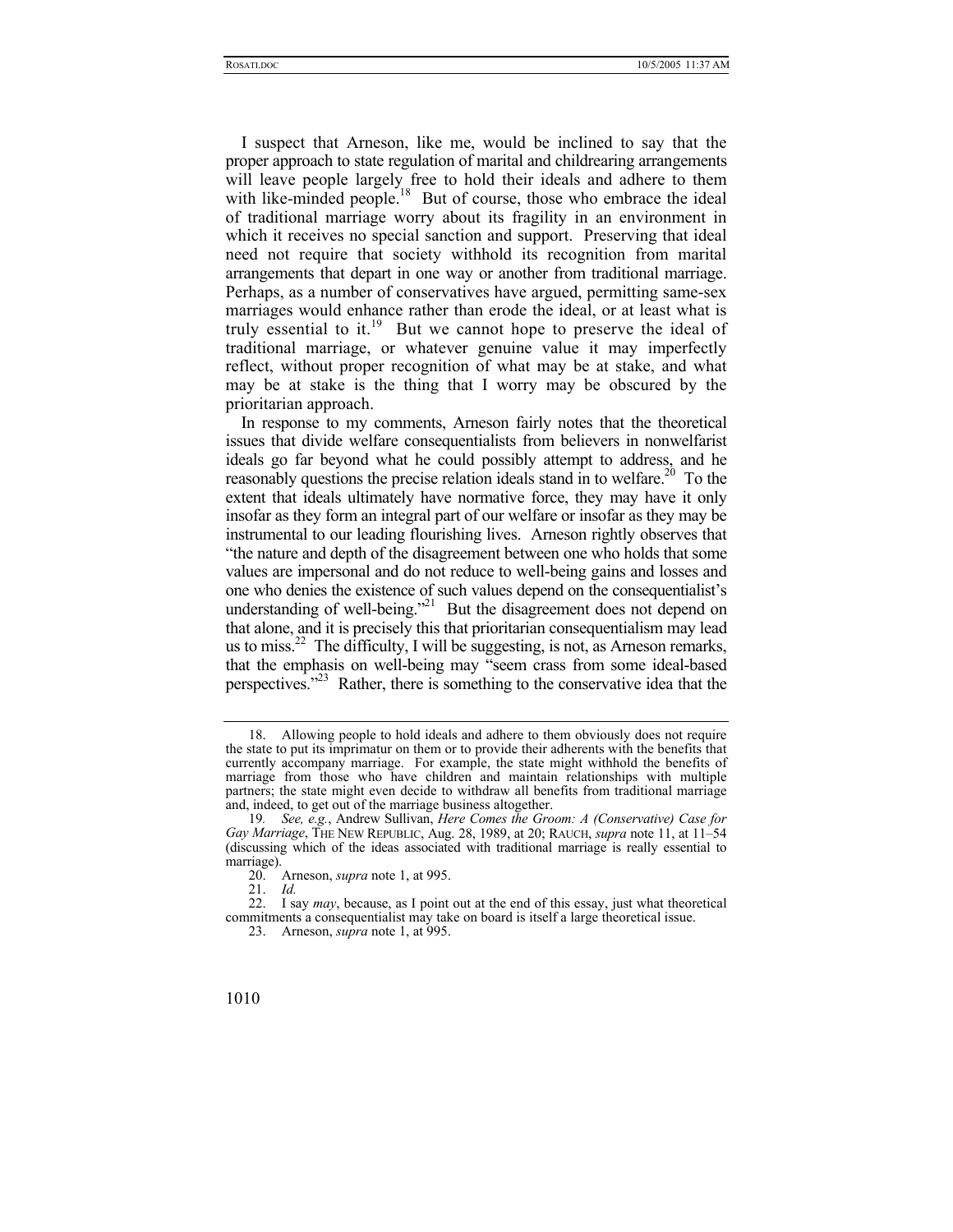I suspect that Arneson, like me, would be inclined to say that the proper approach to state regulation of marital and childrearing arrangements will leave people largely free to hold their ideals and adhere to them with like-minded people.[18] But of course, those who embrace the ideal of traditional marriage worry about its fragility in an environment in which it receives no special sanction and support. Preserving that ideal need not require that society withhold its recognition from marital arrangements that depart in one way or another from traditional marriage. Perhaps, as a number of conservatives have argued, permitting same-sex marriages would enhance rather than erode the ideal, or at least what is truly essential to it.[19] But we cannot hope to preserve the ideal of traditional marriage, or whatever genuine value it may imperfectly reflect, without proper recognition of what may be at stake, and what may be at stake is the thing that I worry may be obscured by the prioritarian approach.

In response to my comments, Arneson fairly notes that the theoretical issues that divide welfare consequentialists from believers in nonwelfarist ideals go far beyond what he could possibly attempt to address, and he reasonably questions the precise relation ideals stand in to welfare.[20] To the extent that ideals ultimately have normative force, they may have it only insofar as they form an integral part of our welfare or insofar as they may be instrumental to our leading flourishing lives. Arneson rightly observes that "the nature and depth of the disagreement between one who holds that some values are impersonal and do not reduce to well-being gains and losses and one who denies the existence of such values depend on the consequentialist's understanding of well-being."[21] But the disagreement does not depend on that alone, and it is precisely this that prioritarian consequentialism may lead us to miss.[22] The difficulty, I will be suggesting, is not, as Arneson remarks, that the emphasis on well-being may "seem crass from some ideal-based perspectives."[23] Rather, there is something to the conservative idea that the

---

18. Allowing people to hold ideals and adhere to them obviously does not require the state to put its imprimatur on them or to provide their adherents with the benefits that currently accompany marriage. For example, the state might withhold the benefits of marriage from those who have children and maintain relationships with multiple partners; the state might even decide to withdraw all benefits from traditional marriage and, indeed, to get out of the marriage business altogether.

19. *See, e.g.*, Andrew Sullivan, *Here Comes the Groom: A (Conservative) Case for Gay Marriage*, THE NEW REPUBLIC, Aug. 28, 1989, at 20; RAUCH, *supra* note 11, at 11–54 (discussing which of the ideas associated with traditional marriage is really essential to marriage).

20. Arneson, *supra* note 1, at 995.

21. *Id.*

22. I say *may*, because, as I point out at the end of this essay, just what theoretical commitments a consequentialist may take on board is itself a large theoretical issue.

23. Arneson, *supra* note 1, at 995.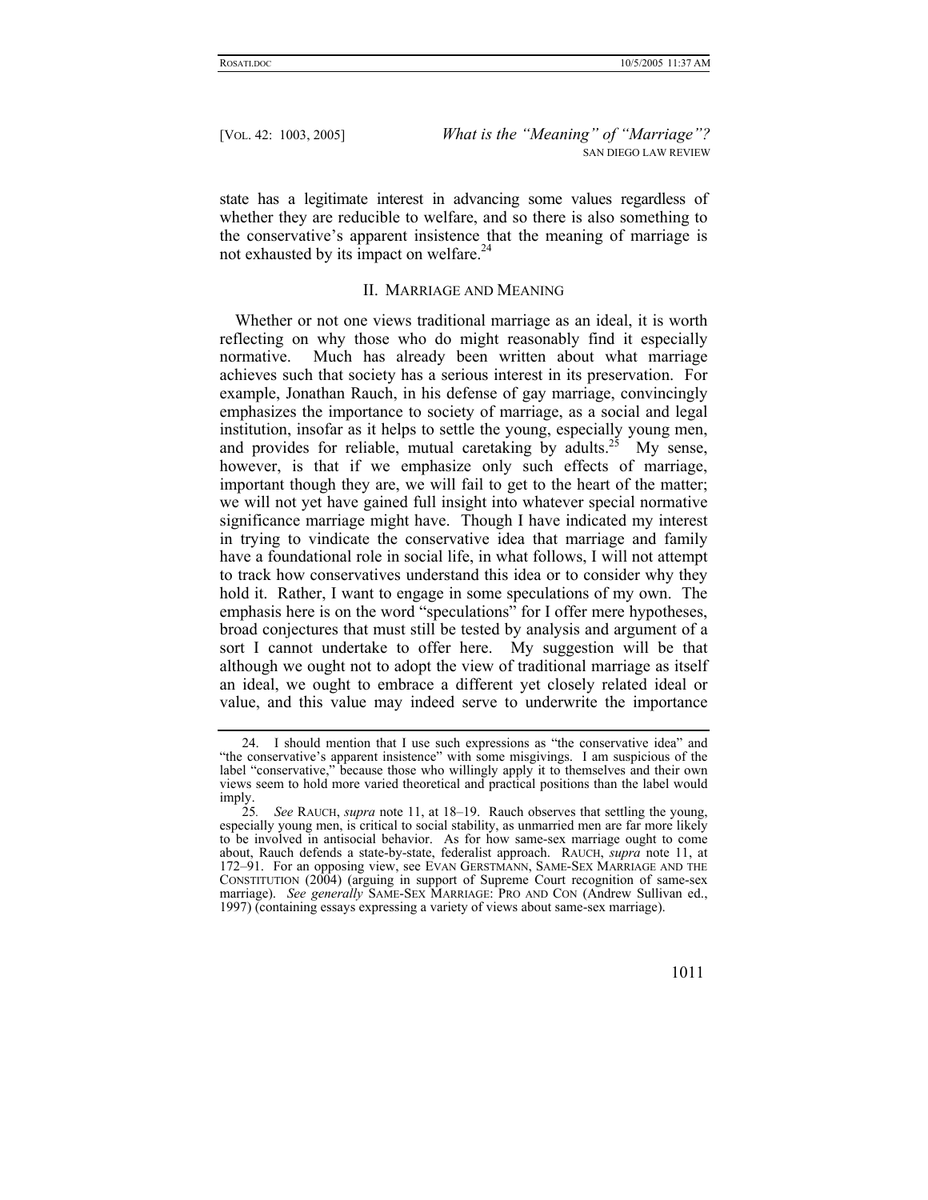state has a legitimate interest in advancing some values regardless of whether they are reducible to welfare, and so there is also something to the conservative's apparent insistence that the meaning of marriage is not exhausted by its impact on welfare.[24]

## II. Marriage and Meaning

Whether or not one views traditional marriage as an ideal, it is worth reflecting on why those who do might reasonably find it especially normative. Much has already been written about what marriage achieves such that society has a serious interest in its preservation. For example, Jonathan Rauch, in his defense of gay marriage, convincingly emphasizes the importance to society of marriage, as a social and legal institution, insofar as it helps to settle the young, especially young men, and provides for reliable, mutual caretaking by adults.[25] My sense, however, is that if we emphasize only such effects of marriage, important though they are, we will fail to get to the heart of the matter; we will not yet have gained full insight into whatever special normative significance marriage might have. Though I have indicated my interest in trying to vindicate the conservative idea that marriage and family have a foundational role in social life, in what follows, I will not attempt to track how conservatives understand this idea or to consider why they hold it. Rather, I want to engage in some speculations of my own. The emphasis here is on the word "speculations" for I offer mere hypotheses, broad conjectures that must still be tested by analysis and argument of a sort I cannot undertake to offer here. My suggestion will be that although we ought not to adopt the view of traditional marriage as itself an ideal, we ought to embrace a different yet closely related ideal or value, and this value may indeed serve to underwrite the importance

---

24. I should mention that I use such expressions as "the conservative idea" and "the conservative's apparent insistence" with some misgivings. I am suspicious of the label "conservative," because those who willingly apply it to themselves and their own views seem to hold more varied theoretical and practical positions than the label would imply.

25. *See* RAUCH, *supra* note 11, at 18–19. Rauch observes that settling the young, especially young men, is critical to social stability, as unmarried men are far more likely to be involved in antisocial behavior. As for how same-sex marriage ought to come about, Rauch defends a state-by-state, federalist approach. RAUCH, *supra* note 11, at 172–91. For an opposing view, see EVAN GERSTMANN, SAME-SEX MARRIAGE AND THE CONSTITUTION (2004) (arguing in support of Supreme Court recognition of same-sex marriage). *See generally* SAME-SEX MARRIAGE: PRO AND CON (Andrew Sullivan ed., 1997) (containing essays expressing a variety of views about same-sex marriage).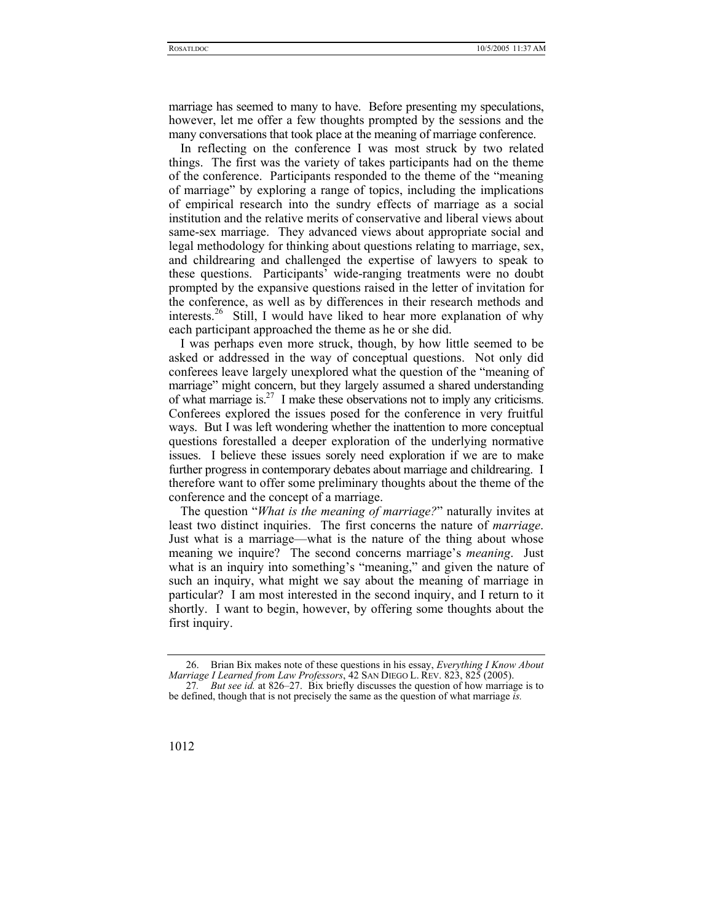marriage has seemed to many to have. Before presenting my speculations, however, let me offer a few thoughts prompted by the sessions and the many conversations that took place at the meaning of marriage conference.

In reflecting on the conference I was most struck by two related things. The first was the variety of takes participants had on the theme of the conference. Participants responded to the theme of the "meaning of marriage" by exploring a range of topics, including the implications of empirical research into the sundry effects of marriage as a social institution and the relative merits of conservative and liberal views about same-sex marriage. They advanced views about appropriate social and legal methodology for thinking about questions relating to marriage, sex, and childrearing and challenged the expertise of lawyers to speak to these questions. Participants' wide-ranging treatments were no doubt prompted by the expansive questions raised in the letter of invitation for the conference, as well as by differences in their research methods and interests.[26] Still, I would have liked to hear more explanation of why each participant approached the theme as he or she did.

I was perhaps even more struck, though, by how little seemed to be asked or addressed in the way of conceptual questions. Not only did conferees leave largely unexplored what the question of the "meaning of marriage" might concern, but they largely assumed a shared understanding of what marriage is.[27] I make these observations not to imply any criticisms. Conferees explored the issues posed for the conference in very fruitful ways. But I was left wondering whether the inattention to more conceptual questions forestalled a deeper exploration of the underlying normative issues. I believe these issues sorely need exploration if we are to make further progress in contemporary debates about marriage and childrearing. I therefore want to offer some preliminary thoughts about the theme of the conference and the concept of a marriage.

The question "*What is the meaning of marriage?*" naturally invites at least two distinct inquiries. The first concerns the nature of *marriage*. Just what is a marriage—what is the nature of the thing about whose meaning we inquire? The second concerns marriage's *meaning*. Just what is an inquiry into something's "meaning," and given the nature of such an inquiry, what might we say about the meaning of marriage in particular? I am most interested in the second inquiry, and I return to it shortly. I want to begin, however, by offering some thoughts about the first inquiry.

---

26. Brian Bix makes note of these questions in his essay, *Everything I Know About Marriage I Learned from Law Professors*, 42 SAN DIEGO L. REV. 823, 825 (2005).

27. *But see id.* at 826–27. Bix briefly discusses the question of how marriage is to be defined, though that is not precisely the same as the question of what marriage *is.*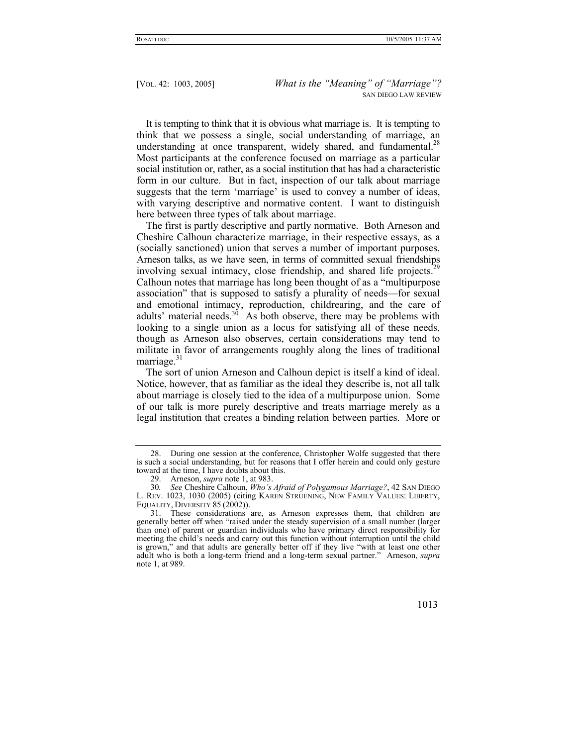It is tempting to think that it is obvious what marriage is. It is tempting to think that we possess a single, social understanding of marriage, an understanding at once transparent, widely shared, and fundamental.[28] Most participants at the conference focused on marriage as a particular social institution or, rather, as a social institution that has had a characteristic form in our culture. But in fact, inspection of our talk about marriage suggests that the term 'marriage' is used to convey a number of ideas, with varying descriptive and normative content. I want to distinguish here between three types of talk about marriage.

The first is partly descriptive and partly normative. Both Arneson and Cheshire Calhoun characterize marriage, in their respective essays, as a (socially sanctioned) union that serves a number of important purposes. Arneson talks, as we have seen, in terms of committed sexual friendships involving sexual intimacy, close friendship, and shared life projects.[29] Calhoun notes that marriage has long been thought of as a "multipurpose association" that is supposed to satisfy a plurality of needs—for sexual and emotional intimacy, reproduction, childrearing, and the care of adults' material needs.[30] As both observe, there may be problems with looking to a single union as a locus for satisfying all of these needs, though as Arneson also observes, certain considerations may tend to militate in favor of arrangements roughly along the lines of traditional marriage.[31]

The sort of union Arneson and Calhoun depict is itself a kind of ideal. Notice, however, that as familiar as the ideal they describe is, not all talk about marriage is closely tied to the idea of a multipurpose union. Some of our talk is more purely descriptive and treats marriage merely as a legal institution that creates a binding relation between parties. More or

---

28. During one session at the conference, Christopher Wolfe suggested that there is such a social understanding, but for reasons that I offer herein and could only gesture toward at the time, I have doubts about this.

29. Arneson, *supra* note 1, at 983.

30. *See* Cheshire Calhoun, *Who's Afraid of Polygamous Marriage?*, 42 SAN DIEGO L. REV. 1023, 1030 (2005) (citing KAREN STRUENING, NEW FAMILY VALUES: LIBERTY, EQUALITY, DIVERSITY 85 (2002)).

31. These considerations are, as Arneson expresses them, that children are generally better off when "raised under the steady supervision of a small number (larger than one) of parent or guardian individuals who have primary direct responsibility for meeting the child's needs and carry out this function without interruption until the child is grown," and that adults are generally better off if they live "with at least one other adult who is both a long-term friend and a long-term sexual partner." Arneson, *supra* note 1, at 989.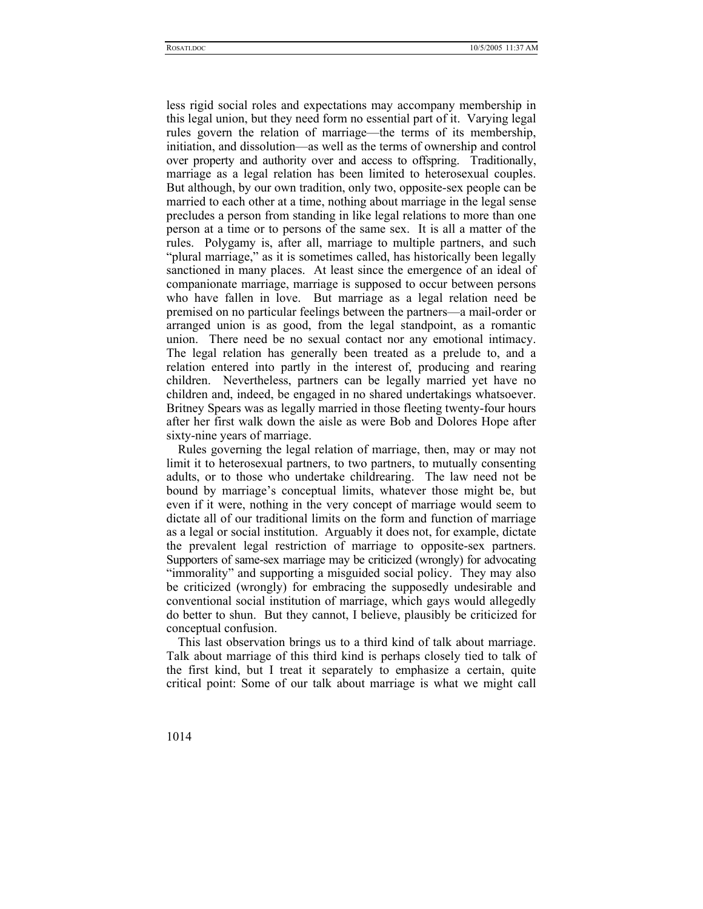less rigid social roles and expectations may accompany membership in this legal union, but they need form no essential part of it. Varying legal rules govern the relation of marriage—the terms of its membership, initiation, and dissolution—as well as the terms of ownership and control over property and authority over and access to offspring. Traditionally, marriage as a legal relation has been limited to heterosexual couples. But although, by our own tradition, only two, opposite-sex people can be married to each other at a time, nothing about marriage in the legal sense precludes a person from standing in like legal relations to more than one person at a time or to persons of the same sex. It is all a matter of the rules. Polygamy is, after all, marriage to multiple partners, and such "plural marriage," as it is sometimes called, has historically been legally sanctioned in many places. At least since the emergence of an ideal of companionate marriage, marriage is supposed to occur between persons who have fallen in love. But marriage as a legal relation need be premised on no particular feelings between the partners—a mail-order or arranged union is as good, from the legal standpoint, as a romantic union. There need be no sexual contact nor any emotional intimacy. The legal relation has generally been treated as a prelude to, and a relation entered into partly in the interest of, producing and rearing children. Nevertheless, partners can be legally married yet have no children and, indeed, be engaged in no shared undertakings whatsoever. Britney Spears was as legally married in those fleeting twenty-four hours after her first walk down the aisle as were Bob and Dolores Hope after sixty-nine years of marriage.

Rules governing the legal relation of marriage, then, may or may not limit it to heterosexual partners, to two partners, to mutually consenting adults, or to those who undertake childrearing. The law need not be bound by marriage's conceptual limits, whatever those might be, but even if it were, nothing in the very concept of marriage would seem to dictate all of our traditional limits on the form and function of marriage as a legal or social institution. Arguably it does not, for example, dictate the prevalent legal restriction of marriage to opposite-sex partners. Supporters of same-sex marriage may be criticized (wrongly) for advocating "immorality" and supporting a misguided social policy. They may also be criticized (wrongly) for embracing the supposedly undesirable and conventional social institution of marriage, which gays would allegedly do better to shun. But they cannot, I believe, plausibly be criticized for conceptual confusion.

This last observation brings us to a third kind of talk about marriage. Talk about marriage of this third kind is perhaps closely tied to talk of the first kind, but I treat it separately to emphasize a certain, quite critical point: Some of our talk about marriage is what we might call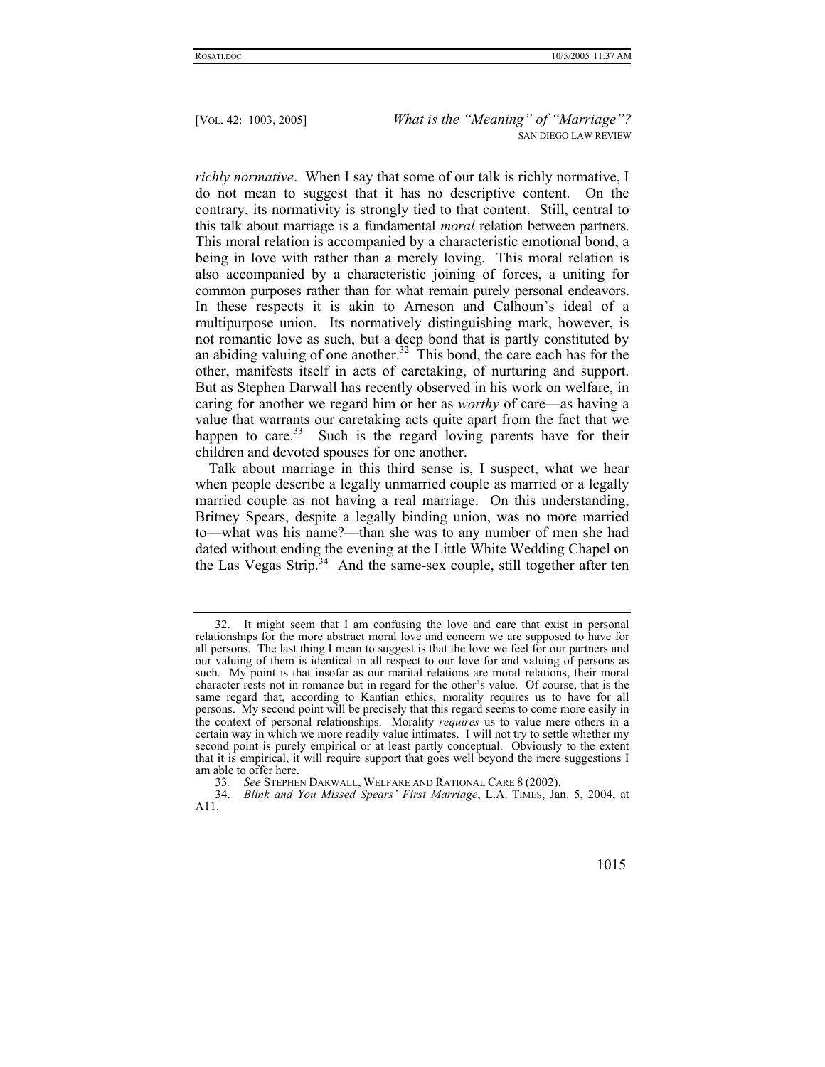*richly normative*. When I say that some of our talk is richly normative, I do not mean to suggest that it has no descriptive content. On the contrary, its normativity is strongly tied to that content. Still, central to this talk about marriage is a fundamental *moral* relation between partners. This moral relation is accompanied by a characteristic emotional bond, a being in love with rather than a merely loving. This moral relation is also accompanied by a characteristic joining of forces, a uniting for common purposes rather than for what remain purely personal endeavors. In these respects it is akin to Arneson and Calhoun's ideal of a multipurpose union. Its normatively distinguishing mark, however, is not romantic love as such, but a deep bond that is partly constituted by an abiding valuing of one another.[32] This bond, the care each has for the other, manifests itself in acts of caretaking, of nurturing and support. But as Stephen Darwall has recently observed in his work on welfare, in caring for another we regard him or her as *worthy* of care—as having a value that warrants our caretaking acts quite apart from the fact that we happen to care.[33] Such is the regard loving parents have for their children and devoted spouses for one another.

Talk about marriage in this third sense is, I suspect, what we hear when people describe a legally unmarried couple as married or a legally married couple as not having a real marriage. On this understanding, Britney Spears, despite a legally binding union, was no more married to—what was his name?—than she was to any number of men she had dated without ending the evening at the Little White Wedding Chapel on the Las Vegas Strip.[34] And the same-sex couple, still together after ten

---

32. It might seem that I am confusing the love and care that exist in personal relationships for the more abstract moral love and concern we are supposed to have for all persons. The last thing I mean to suggest is that the love we feel for our partners and our valuing of them is identical in all respect to our love for and valuing of persons as such. My point is that insofar as our marital relations are moral relations, their moral character rests not in romance but in regard for the other's value. Of course, that is the same regard that, according to Kantian ethics, morality requires us to have for all persons. My second point will be precisely that this regard seems to come more easily in the context of personal relationships. Morality *requires* us to value mere others in a certain way in which we more readily value intimates. I will not try to settle whether my second point is purely empirical or at least partly conceptual. Obviously to the extent that it is empirical, it will require support that goes well beyond the mere suggestions I am able to offer here.

33. *See* STEPHEN DARWALL, WELFARE AND RATIONAL CARE 8 (2002).

34. *Blink and You Missed Spears' First Marriage*, L.A. TIMES, Jan. 5, 2004, at A11.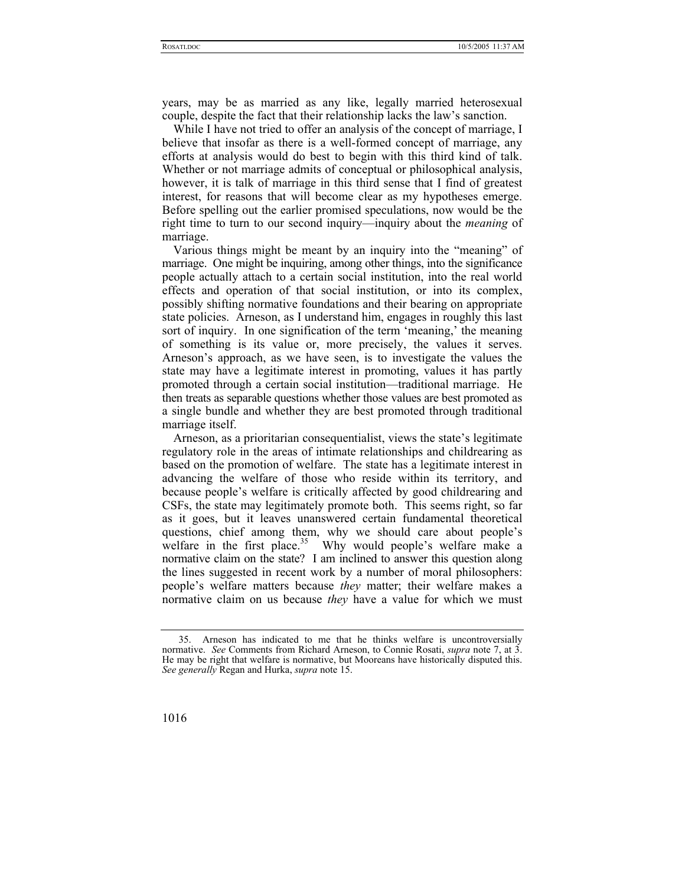years, may be as married as any like, legally married heterosexual couple, despite the fact that their relationship lacks the law's sanction.

While I have not tried to offer an analysis of the concept of marriage, I believe that insofar as there is a well-formed concept of marriage, any efforts at analysis would do best to begin with this third kind of talk. Whether or not marriage admits of conceptual or philosophical analysis, however, it is talk of marriage in this third sense that I find of greatest interest, for reasons that will become clear as my hypotheses emerge. Before spelling out the earlier promised speculations, now would be the right time to turn to our second inquiry—inquiry about the *meaning* of marriage.

Various things might be meant by an inquiry into the "meaning" of marriage. One might be inquiring, among other things, into the significance people actually attach to a certain social institution, into the real world effects and operation of that social institution, or into its complex, possibly shifting normative foundations and their bearing on appropriate state policies. Arneson, as I understand him, engages in roughly this last sort of inquiry. In one signification of the term 'meaning,' the meaning of something is its value or, more precisely, the values it serves. Arneson's approach, as we have seen, is to investigate the values the state may have a legitimate interest in promoting, values it has partly promoted through a certain social institution—traditional marriage. He then treats as separable questions whether those values are best promoted as a single bundle and whether they are best promoted through traditional marriage itself.

Arneson, as a prioritarian consequentialist, views the state's legitimate regulatory role in the areas of intimate relationships and childrearing as based on the promotion of welfare. The state has a legitimate interest in advancing the welfare of those who reside within its territory, and because people's welfare is critically affected by good childrearing and CSFs, the state may legitimately promote both. This seems right, so far as it goes, but it leaves unanswered certain fundamental theoretical questions, chief among them, why we should care about people's welfare in the first place.[35] Why would people's welfare make a normative claim on the state? I am inclined to answer this question along the lines suggested in recent work by a number of moral philosophers: people's welfare matters because *they* matter; their welfare makes a normative claim on us because *they* have a value for which we must

---

35. Arneson has indicated to me that he thinks welfare is uncontroversially normative. *See* Comments from Richard Arneson, to Connie Rosati, *supra* note 7, at 3. He may be right that welfare is normative, but Mooreans have historically disputed this. *See generally* Regan and Hurka, *supra* note 15.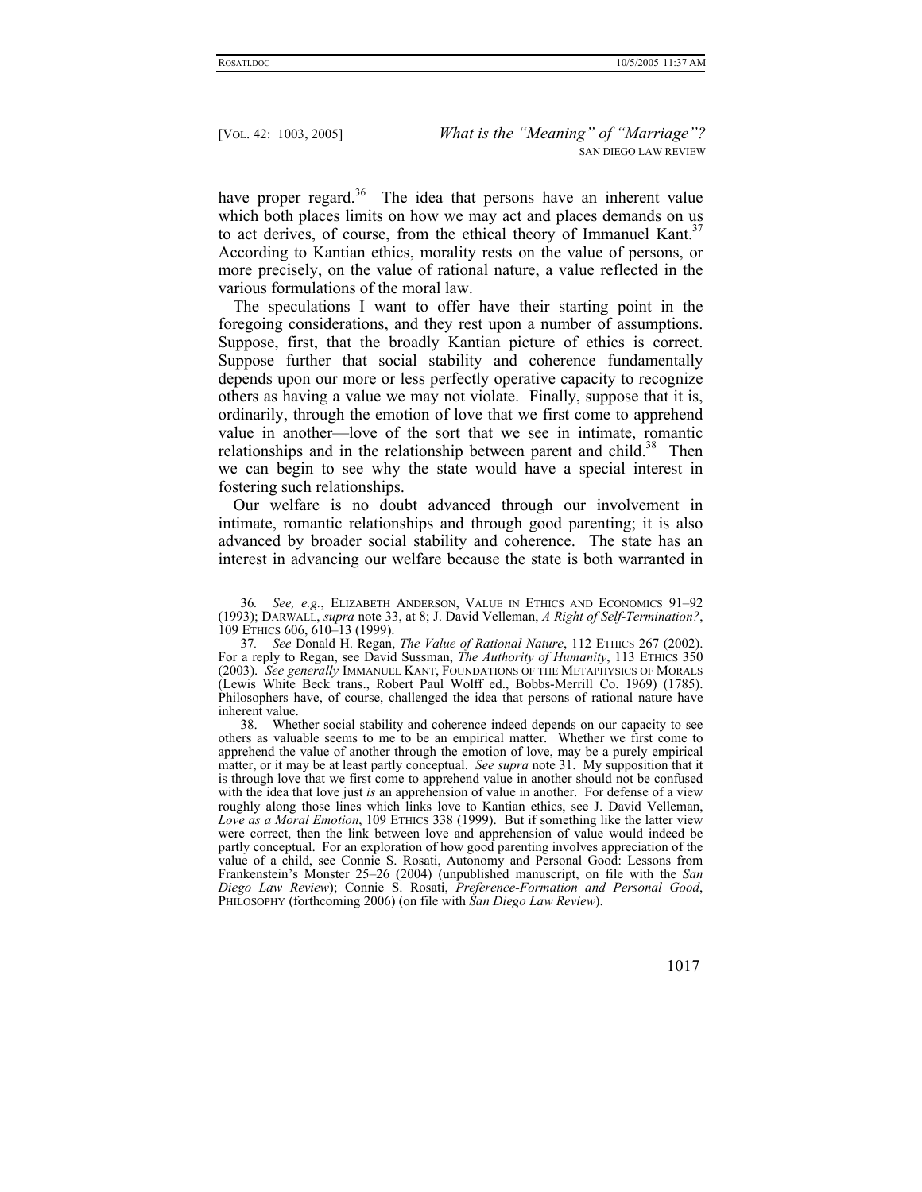have proper regard.[36] The idea that persons have an inherent value which both places limits on how we may act and places demands on us to act derives, of course, from the ethical theory of Immanuel Kant.[37] According to Kantian ethics, morality rests on the value of persons, or more precisely, on the value of rational nature, a value reflected in the various formulations of the moral law.

The speculations I want to offer have their starting point in the foregoing considerations, and they rest upon a number of assumptions. Suppose, first, that the broadly Kantian picture of ethics is correct. Suppose further that social stability and coherence fundamentally depends upon our more or less perfectly operative capacity to recognize others as having a value we may not violate. Finally, suppose that it is, ordinarily, through the emotion of love that we first come to apprehend value in another—love of the sort that we see in intimate, romantic relationships and in the relationship between parent and child.[38] Then we can begin to see why the state would have a special interest in fostering such relationships.

Our welfare is no doubt advanced through our involvement in intimate, romantic relationships and through good parenting; it is also advanced by broader social stability and coherence. The state has an interest in advancing our welfare because the state is both warranted in

---

36. *See, e.g.*, ELIZABETH ANDERSON, VALUE IN ETHICS AND ECONOMICS 91–92 (1993); DARWALL, *supra* note 33, at 8; J. David Velleman, *A Right of Self-Termination?*, 109 ETHICS 606, 610–13 (1999).

37. *See* Donald H. Regan, *The Value of Rational Nature*, 112 ETHICS 267 (2002). For a reply to Regan, see David Sussman, *The Authority of Humanity*, 113 ETHICS 350 (2003). *See generally* IMMANUEL KANT, FOUNDATIONS OF THE METAPHYSICS OF MORALS (Lewis White Beck trans., Robert Paul Wolff ed., Bobbs-Merrill Co. 1969) (1785). Philosophers have, of course, challenged the idea that persons of rational nature have inherent value.

38. Whether social stability and coherence indeed depends on our capacity to see others as valuable seems to me to be an empirical matter. Whether we first come to apprehend the value of another through the emotion of love, may be a purely empirical matter, or it may be at least partly conceptual. *See supra* note 31. My supposition that it is through love that we first come to apprehend value in another should not be confused with the idea that love just *is* an apprehension of value in another. For defense of a view roughly along those lines which links love to Kantian ethics, see J. David Velleman, *Love as a Moral Emotion*, 109 ETHICS 338 (1999). But if something like the latter view were correct, then the link between love and apprehension of value would indeed be partly conceptual. For an exploration of how good parenting involves appreciation of the value of a child, see Connie S. Rosati, Autonomy and Personal Good: Lessons from Frankenstein's Monster 25–26 (2004) (unpublished manuscript, on file with the *San Diego Law Review*); Connie S. Rosati, *Preference-Formation and Personal Good*, PHILOSOPHY (forthcoming 2006) (on file with *San Diego Law Review*).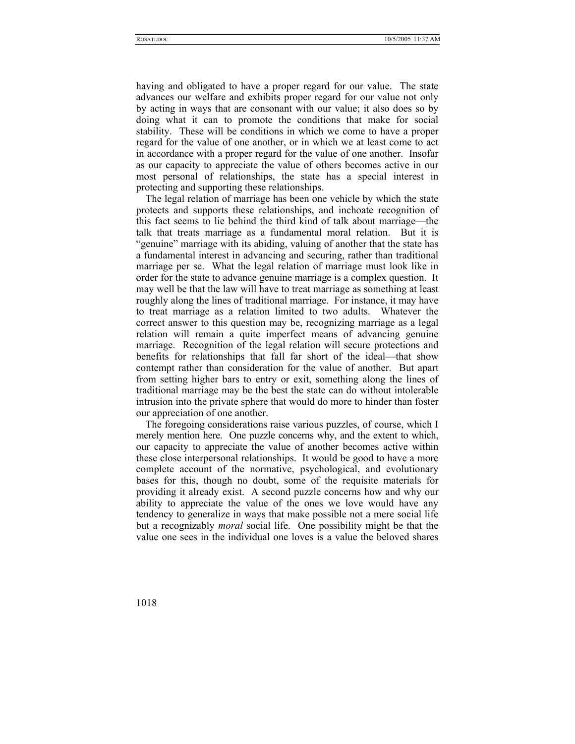having and obligated to have a proper regard for our value. The state advances our welfare and exhibits proper regard for our value not only by acting in ways that are consonant with our value; it also does so by doing what it can to promote the conditions that make for social stability. These will be conditions in which we come to have a proper regard for the value of one another, or in which we at least come to act in accordance with a proper regard for the value of one another. Insofar as our capacity to appreciate the value of others becomes active in our most personal of relationships, the state has a special interest in protecting and supporting these relationships.

The legal relation of marriage has been one vehicle by which the state protects and supports these relationships, and inchoate recognition of this fact seems to lie behind the third kind of talk about marriage—the talk that treats marriage as a fundamental moral relation. But it is "genuine" marriage with its abiding, valuing of another that the state has a fundamental interest in advancing and securing, rather than traditional marriage per se. What the legal relation of marriage must look like in order for the state to advance genuine marriage is a complex question. It may well be that the law will have to treat marriage as something at least roughly along the lines of traditional marriage. For instance, it may have to treat marriage as a relation limited to two adults. Whatever the correct answer to this question may be, recognizing marriage as a legal relation will remain a quite imperfect means of advancing genuine marriage. Recognition of the legal relation will secure protections and benefits for relationships that fall far short of the ideal—that show contempt rather than consideration for the value of another. But apart from setting higher bars to entry or exit, something along the lines of traditional marriage may be the best the state can do without intolerable intrusion into the private sphere that would do more to hinder than foster our appreciation of one another.

The foregoing considerations raise various puzzles, of course, which I merely mention here. One puzzle concerns why, and the extent to which, our capacity to appreciate the value of another becomes active within these close interpersonal relationships. It would be good to have a more complete account of the normative, psychological, and evolutionary bases for this, though no doubt, some of the requisite materials for providing it already exist. A second puzzle concerns how and why our ability to appreciate the value of the ones we love would have any tendency to generalize in ways that make possible not a mere social life but a recognizably *moral* social life. One possibility might be that the value one sees in the individual one loves is a value the beloved shares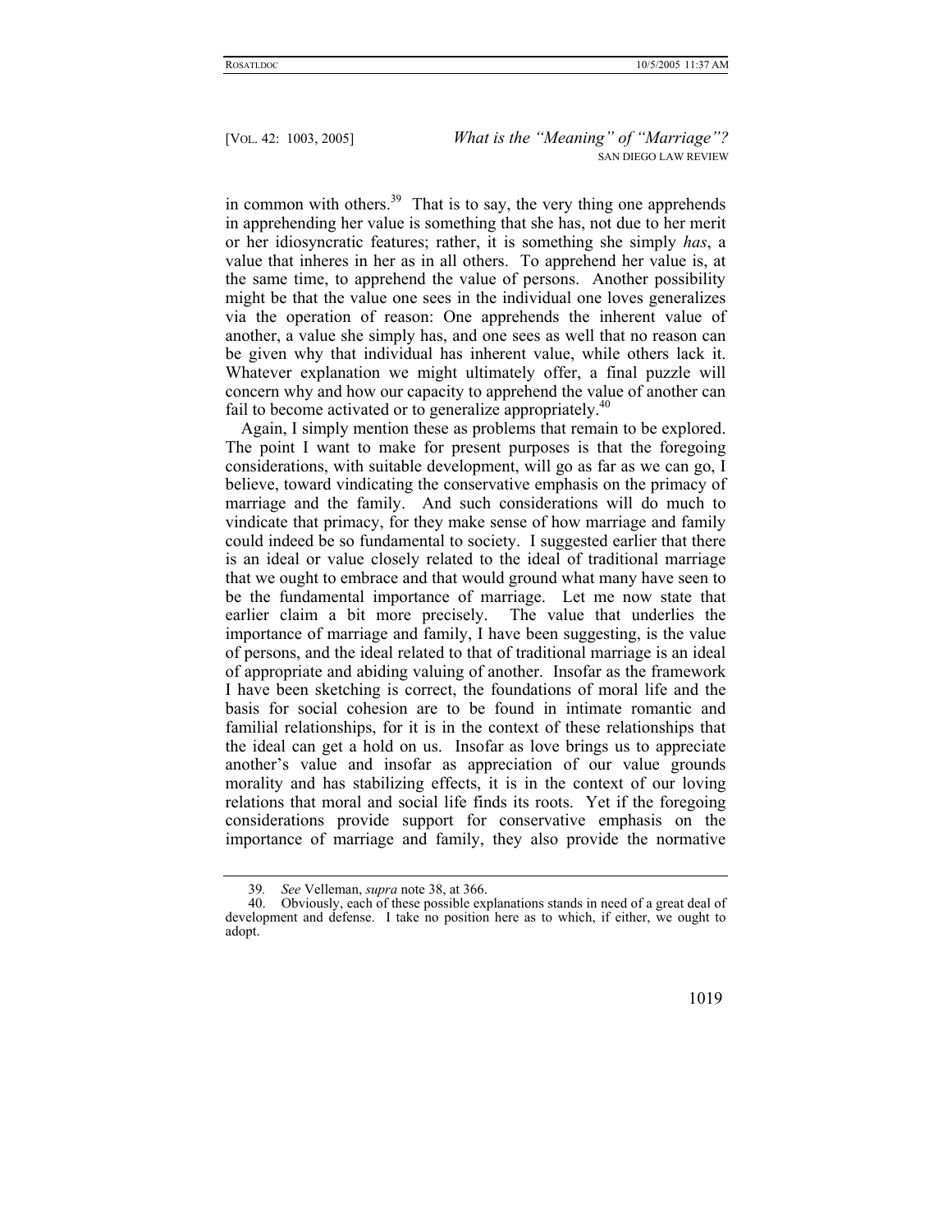in common with others.[39] That is to say, the very thing one apprehends in apprehending her value is something that she has, not due to her merit or her idiosyncratic features; rather, it is something she simply *has*, a value that inheres in her as in all others. To apprehend her value is, at the same time, to apprehend the value of persons. Another possibility might be that the value one sees in the individual one loves generalizes via the operation of reason: One apprehends the inherent value of another, a value she simply has, and one sees as well that no reason can be given why that individual has inherent value, while others lack it. Whatever explanation we might ultimately offer, a final puzzle will concern why and how our capacity to apprehend the value of another can fail to become activated or to generalize appropriately.[40]

Again, I simply mention these as problems that remain to be explored. The point I want to make for present purposes is that the foregoing considerations, with suitable development, will go as far as we can go, I believe, toward vindicating the conservative emphasis on the primacy of marriage and the family. And such considerations will do much to vindicate that primacy, for they make sense of how marriage and family could indeed be so fundamental to society. I suggested earlier that there is an ideal or value closely related to the ideal of traditional marriage that we ought to embrace and that would ground what many have seen to be the fundamental importance of marriage. Let me now state that earlier claim a bit more precisely. The value that underlies the importance of marriage and family, I have been suggesting, is the value of persons, and the ideal related to that of traditional marriage is an ideal of appropriate and abiding valuing of another. Insofar as the framework I have been sketching is correct, the foundations of moral life and the basis for social cohesion are to be found in intimate romantic and familial relationships, for it is in the context of these relationships that the ideal can get a hold on us. Insofar as love brings us to appreciate another's value and insofar as appreciation of our value grounds morality and has stabilizing effects, it is in the context of our loving relations that moral and social life finds its roots. Yet if the foregoing considerations provide support for conservative emphasis on the importance of marriage and family, they also provide the normative

---

39. *See* Velleman, *supra* note 38, at 366.

40. Obviously, each of these possible explanations stands in need of a great deal of development and defense. I take no position here as to which, if either, we ought to adopt.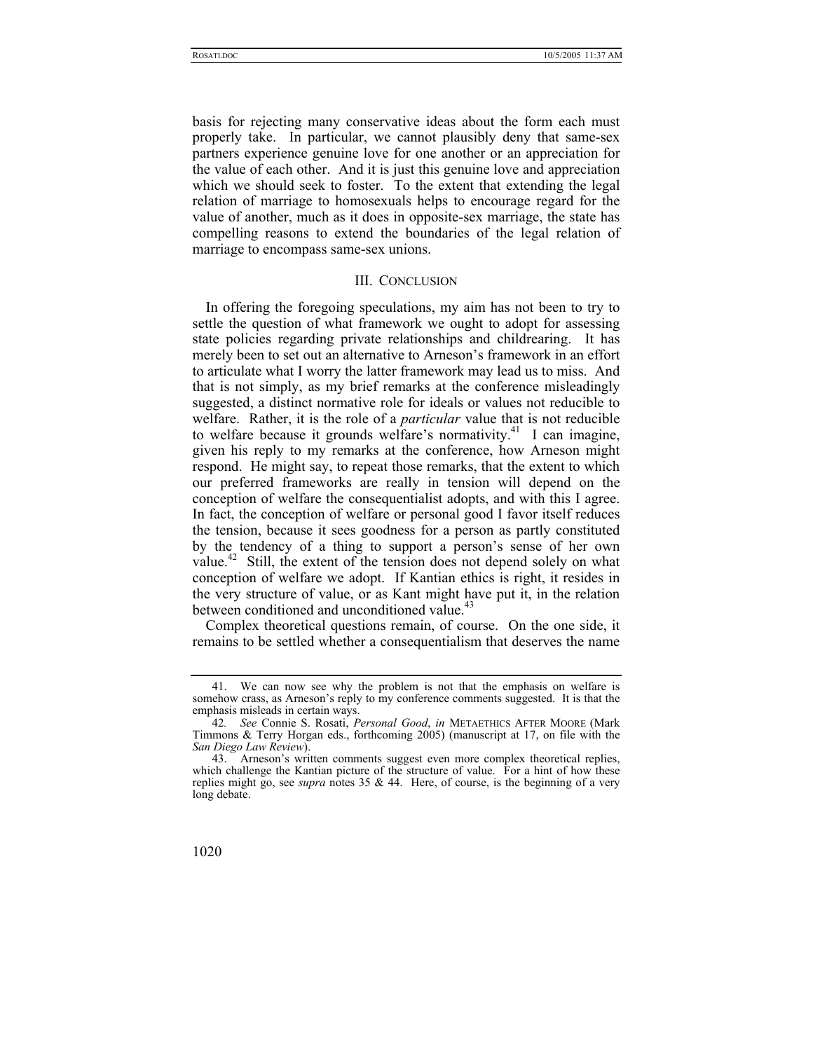basis for rejecting many conservative ideas about the form each must properly take. In particular, we cannot plausibly deny that same-sex partners experience genuine love for one another or an appreciation for the value of each other. And it is just this genuine love and appreciation which we should seek to foster. To the extent that extending the legal relation of marriage to homosexuals helps to encourage regard for the value of another, much as it does in opposite-sex marriage, the state has compelling reasons to extend the boundaries of the legal relation of marriage to encompass same-sex unions.

## III. CONCLUSION

In offering the foregoing speculations, my aim has not been to try to settle the question of what framework we ought to adopt for assessing state policies regarding private relationships and childrearing. It has merely been to set out an alternative to Arneson's framework in an effort to articulate what I worry the latter framework may lead us to miss. And that is not simply, as my brief remarks at the conference misleadingly suggested, a distinct normative role for ideals or values not reducible to welfare. Rather, it is the role of a *particular* value that is not reducible to welfare because it grounds welfare's normativity.[41] I can imagine, given his reply to my remarks at the conference, how Arneson might respond. He might say, to repeat those remarks, that the extent to which our preferred frameworks are really in tension will depend on the conception of welfare the consequentialist adopts, and with this I agree. In fact, the conception of welfare or personal good I favor itself reduces the tension, because it sees goodness for a person as partly constituted by the tendency of a thing to support a person's sense of her own value.[42] Still, the extent of the tension does not depend solely on what conception of welfare we adopt. If Kantian ethics is right, it resides in the very structure of value, or as Kant might have put it, in the relation between conditioned and unconditioned value.[43]

Complex theoretical questions remain, of course. On the one side, it remains to be settled whether a consequentialism that deserves the name

---

41. We can now see why the problem is not that the emphasis on welfare is somehow crass, as Arneson's reply to my conference comments suggested. It is that the emphasis misleads in certain ways.

42. *See* Connie S. Rosati, *Personal Good*, *in* METAETHICS AFTER MOORE (Mark Timmons & Terry Horgan eds., forthcoming 2005) (manuscript at 17, on file with the *San Diego Law Review*).

43. Arneson's written comments suggest even more complex theoretical replies, which challenge the Kantian picture of the structure of value. For a hint of how these replies might go, see *supra* notes 35 & 44. Here, of course, is the beginning of a very long debate.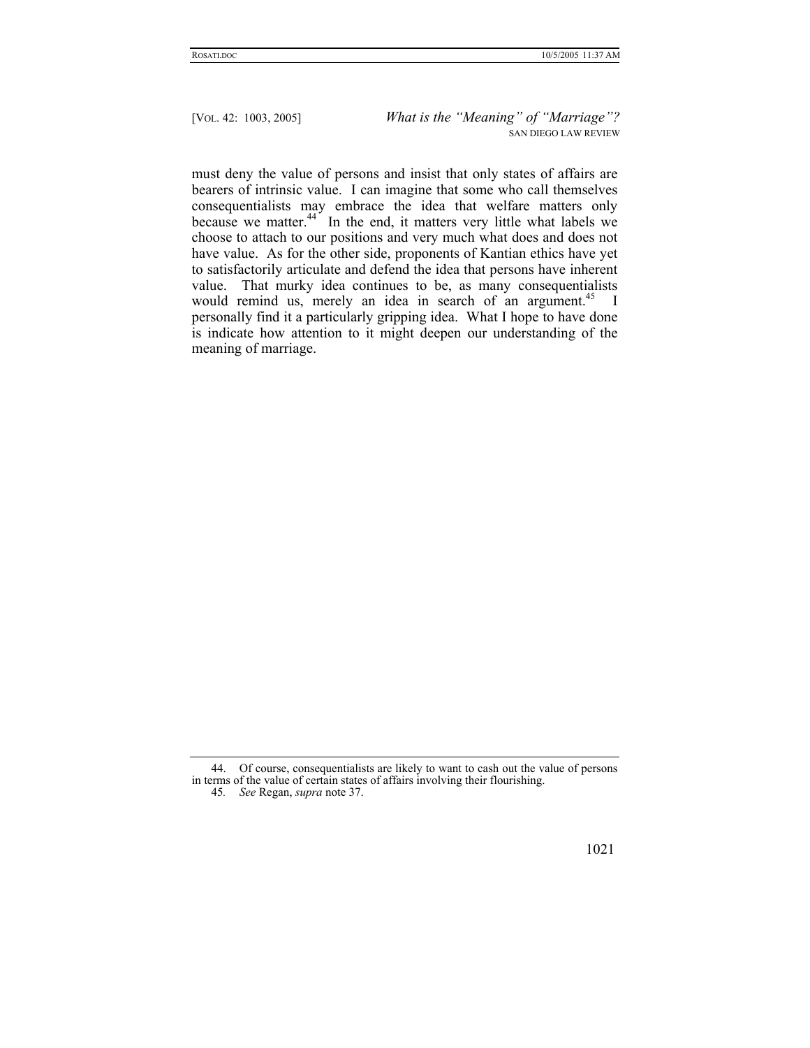must deny the value of persons and insist that only states of affairs are bearers of intrinsic value. I can imagine that some who call themselves consequentialists may embrace the idea that welfare matters only because we matter.[44] In the end, it matters very little what labels we choose to attach to our positions and very much what does and does not have value. As for the other side, proponents of Kantian ethics have yet to satisfactorily articulate and defend the idea that persons have inherent value. That murky idea continues to be, as many consequentialists would remind us, merely an idea in search of an argument.[45] I personally find it a particularly gripping idea. What I hope to have done is indicate how attention to it might deepen our understanding of the meaning of marriage.

---

44. Of course, consequentialists are likely to want to cash out the value of persons in terms of the value of certain states of affairs involving their flourishing.

45. *See* Regan, *supra* note 37.